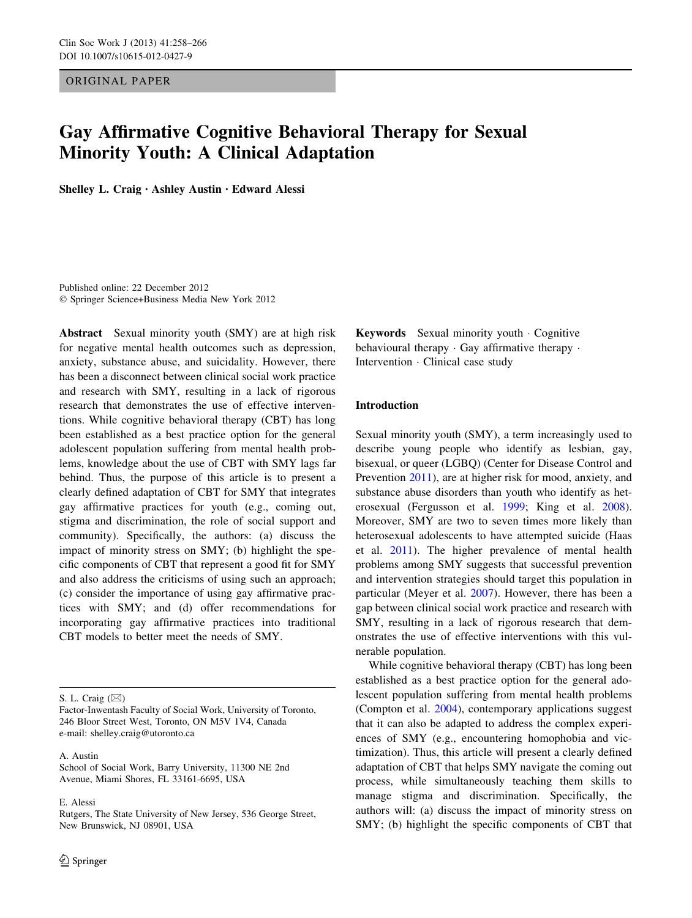ORIGINAL PAPER

# Gay Affirmative Cognitive Behavioral Therapy for Sexual Minority Youth: A Clinical Adaptation

**Shelley L. Craig · Ashley Austin · Edward Alessi**

Published online: 22 December 2012
© Springer Science+Business Media New York 2012

**Abstract** Sexual minority youth (SMY) are at high risk for negative mental health outcomes such as depression, anxiety, substance abuse, and suicidality. However, there has been a disconnect between clinical social work practice and research with SMY, resulting in a lack of rigorous research that demonstrates the use of effective interventions. While cognitive behavioral therapy (CBT) has long been established as a best practice option for the general adolescent population suffering from mental health problems, knowledge about the use of CBT with SMY lags far behind. Thus, the purpose of this article is to present a clearly defined adaptation of CBT for SMY that integrates gay affirmative practices for youth (e.g., coming out, stigma and discrimination, the role of social support and community). Specifically, the authors: (a) discuss the impact of minority stress on SMY; (b) highlight the specific components of CBT that represent a good fit for SMY and also address the criticisms of using such an approach; (c) consider the importance of using gay affirmative practices with SMY; and (d) offer recommendations for incorporating gay affirmative practices into traditional CBT models to better meet the needs of SMY.

S. L. Craig (✉)
Factor-Inwentash Faculty of Social Work, University of Toronto, 246 Bloor Street West, Toronto, ON M5V 1V4, Canada
e-mail: shelley.craig@utoronto.ca

A. Austin
School of Social Work, Barry University, 11300 NE 2nd Avenue, Miami Shores, FL 33161-6695, USA

E. Alessi
Rutgers, The State University of New Jersey, 536 George Street, New Brunswick, NJ 08901, USA

**Keywords** Sexual minority youth · Cognitive behavioral therapy · Gay affirmative therapy · Intervention · Clinical case study

## Introduction

Sexual minority youth (SMY), a term increasingly used to describe young people who identify as lesbian, gay, bisexual, or queer (LGBQ) (Center for Disease Control and Prevention 2011), are at higher risk for mood, anxiety, and substance abuse disorders than youth who identify as heterosexual (Fergusson et al. 1999; King et al. 2008). Moreover, SMY are two to seven times more likely than heterosexual adolescents to have attempted suicide (Haas et al. 2011). The higher prevalence of mental health problems among SMY suggests that successful prevention and intervention strategies should target this population in particular (Meyer et al. 2007). However, there has been a gap between clinical social work practice and research with SMY, resulting in a lack of rigorous research that demonstrates the use of effective interventions with this vulnerable population.

While cognitive behavioral therapy (CBT) has long been established as a best practice option for the general adolescent population suffering from mental health problems (Compton et al. 2004), contemporary applications suggest that it can also be adapted to address the complex experiences of SMY (e.g., encountering homophobia and victimization). Thus, this article will present a clearly defined adaptation of CBT that helps SMY navigate the coming out process, while simultaneously teaching them skills to manage stigma and discrimination. Specifically, the authors will: (a) discuss the impact of minority stress on SMY; (b) highlight the specific components of CBT that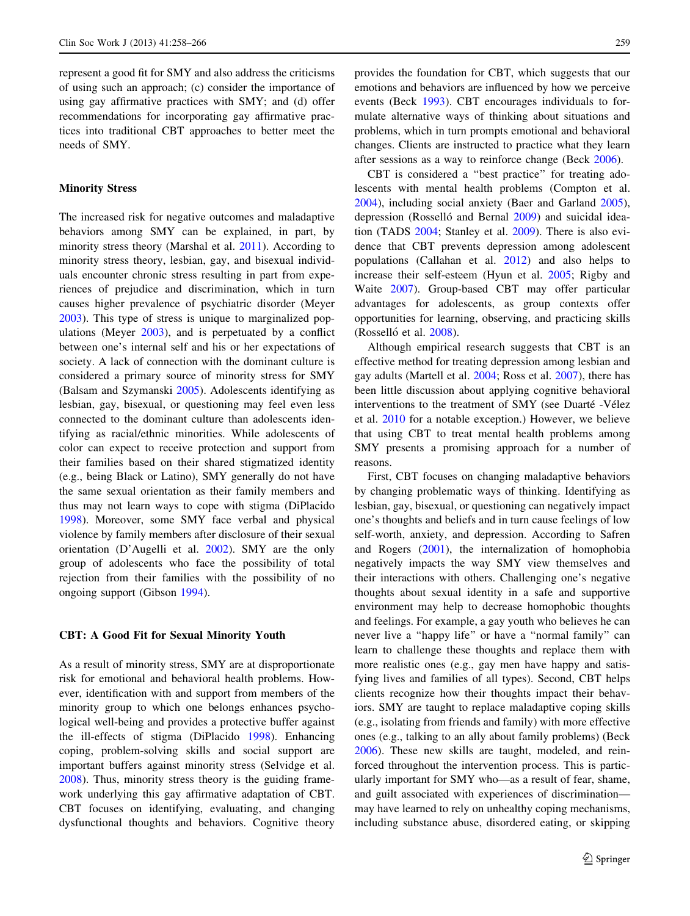represent a good fit for SMY and also address the criticisms of using such an approach; (c) consider the importance of using gay affirmative practices with SMY; and (d) offer recommendations for incorporating gay affirmative practices into traditional CBT approaches to better meet the needs of SMY.

## Minority Stress

The increased risk for negative outcomes and maladaptive behaviors among SMY can be explained, in part, by minority stress theory (Marshal et al. 2011). According to minority stress theory, lesbian, gay, and bisexual individuals encounter chronic stress resulting in part from experiences of prejudice and discrimination, which in turn causes higher prevalence of psychiatric disorder (Meyer 2003). This type of stress is unique to marginalized populations (Meyer 2003), and is perpetuated by a conflict between one's internal self and his or her expectations of society. A lack of connection with the dominant culture is considered a primary source of minority stress for SMY (Balsam and Szymanski 2005). Adolescents identifying as lesbian, gay, bisexual, or questioning may feel even less connected to the dominant culture than adolescents identifying as racial/ethnic minorities. While adolescents of color can expect to receive protection and support from their families based on their shared stigmatized identity (e.g., being Black or Latino), SMY generally do not have the same sexual orientation as their family members and thus may not learn ways to cope with stigma (DiPlacido 1998). Moreover, some SMY face verbal and physical violence by family members after disclosure of their sexual orientation (D'Augelli et al. 2002). SMY are the only group of adolescents who face the possibility of total rejection from their families with the possibility of no ongoing support (Gibson 1994).

## CBT: A Good Fit for Sexual Minority Youth

As a result of minority stress, SMY are at disproportionate risk for emotional and behavioral health problems. However, identification with and support from members of the minority group to which one belongs enhances psychological well-being and provides a protective buffer against the ill-effects of stigma (DiPlacido 1998). Enhancing coping, problem-solving skills and social support are important buffers against minority stress (Selvidge et al. 2008). Thus, minority stress theory is the guiding framework underlying this gay affirmative adaptation of CBT. CBT focuses on identifying, evaluating, and changing dysfunctional thoughts and behaviors. Cognitive theory provides the foundation for CBT, which suggests that our emotions and behaviors are influenced by how we perceive events (Beck 1993). CBT encourages individuals to formulate alternative ways of thinking about situations and problems, which in turn prompts emotional and behavioral changes. Clients are instructed to practice what they learn after sessions as a way to reinforce change (Beck 2006).

CBT is considered a "best practice" for treating adolescents with mental health problems (Compton et al. 2004), including social anxiety (Baer and Garland 2005), depression (Rosselló and Bernal 2009) and suicidal ideation (TADS 2004; Stanley et al. 2009). There is also evidence that CBT prevents depression among adolescent populations (Callahan et al. 2012) and also helps to increase their self-esteem (Hyun et al. 2005; Rigby and Waite 2007). Group-based CBT may offer particular advantages for adolescents, as group contexts offer opportunities for learning, observing, and practicing skills (Rosselló et al. 2008).

Although empirical research suggests that CBT is an effective method for treating depression among lesbian and gay adults (Martell et al. 2004; Ross et al. 2007), there has been little discussion about applying cognitive behavioral interventions to the treatment of SMY (see Duarté -Vélez et al. 2010 for a notable exception.) However, we believe that using CBT to treat mental health problems among SMY presents a promising approach for a number of reasons.

First, CBT focuses on changing maladaptive behaviors by changing problematic ways of thinking. Identifying as lesbian, gay, bisexual, or questioning can negatively impact one's thoughts and beliefs and in turn cause feelings of low self-worth, anxiety, and depression. According to Safren and Rogers (2001), the internalization of homophobia negatively impacts the way SMY view themselves and their interactions with others. Challenging one's negative thoughts about sexual identity in a safe and supportive environment may help to decrease homophobic thoughts and feelings. For example, a gay youth who believes he can never live a "happy life" or have a "normal family" can learn to challenge these thoughts and replace them with more realistic ones (e.g., gay men have happy and satisfying lives and families of all types). Second, CBT helps clients recognize how their thoughts impact their behaviors. SMY are taught to replace maladaptive coping skills (e.g., isolating from friends and family) with more effective ones (e.g., talking to an ally about family problems) (Beck 2006). These new skills are taught, modeled, and reinforced throughout the intervention process. This is particularly important for SMY who—as a result of fear, shame, and guilt associated with experiences of discrimination—may have learned to rely on unhealthy coping mechanisms, including substance abuse, disordered eating, or skipping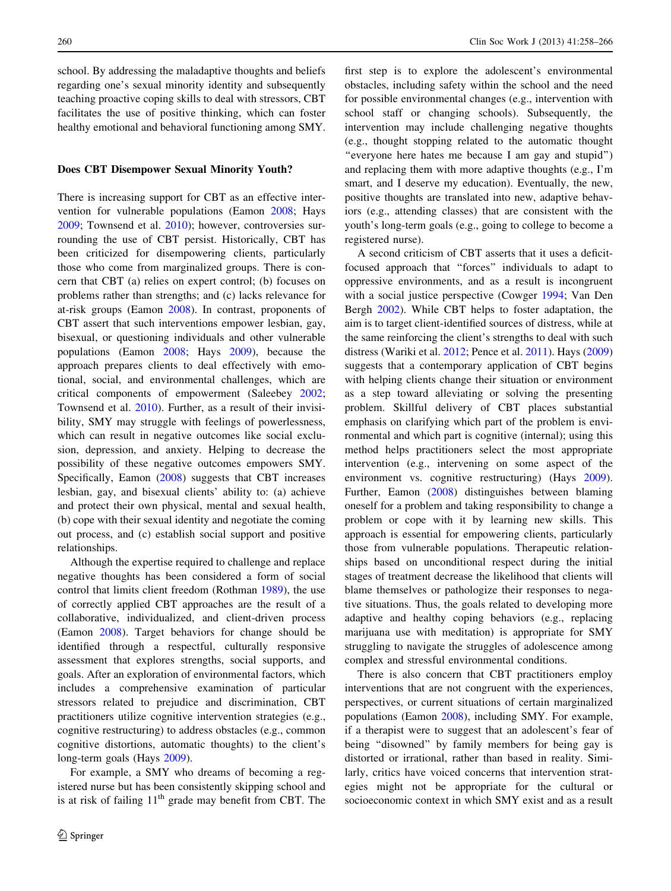school. By addressing the maladaptive thoughts and beliefs regarding one's sexual minority identity and subsequently teaching proactive coping skills to deal with stressors, CBT facilitates the use of positive thinking, which can foster healthy emotional and behavioral functioning among SMY.

## Does CBT Disempower Sexual Minority Youth?

There is increasing support for CBT as an effective intervention for vulnerable populations (Eamon 2008; Hays 2009; Townsend et al. 2010); however, controversies surrounding the use of CBT persist. Historically, CBT has been criticized for disempowering clients, particularly those who come from marginalized groups. There is concern that CBT (a) relies on expert control; (b) focuses on problems rather than strengths; and (c) lacks relevance for at-risk groups (Eamon 2008). In contrast, proponents of CBT assert that such interventions empower lesbian, gay, bisexual, or questioning individuals and other vulnerable populations (Eamon 2008; Hays 2009), because the approach prepares clients to deal effectively with emotional, social, and environmental challenges, which are critical components of empowerment (Saleebey 2002; Townsend et al. 2010). Further, as a result of their invisibility, SMY may struggle with feelings of powerlessness, which can result in negative outcomes like social exclusion, depression, and anxiety. Helping to decrease the possibility of these negative outcomes empowers SMY. Specifically, Eamon (2008) suggests that CBT increases lesbian, gay, and bisexual clients' ability to: (a) achieve and protect their own physical, mental and sexual health, (b) cope with their sexual identity and negotiate the coming out process, and (c) establish social support and positive relationships.

Although the expertise required to challenge and replace negative thoughts has been considered a form of social control that limits client freedom (Rothman 1989), the use of correctly applied CBT approaches are the result of a collaborative, individualized, and client-driven process (Eamon 2008). Target behaviors for change should be identified through a respectful, culturally responsive assessment that explores strengths, social supports, and goals. After an exploration of environmental factors, which includes a comprehensive examination of particular stressors related to prejudice and discrimination, CBT practitioners utilize cognitive intervention strategies (e.g., cognitive restructuring) to address obstacles (e.g., common cognitive distortions, automatic thoughts) to the client's long-term goals (Hays 2009).

For example, a SMY who dreams of becoming a registered nurse but has been consistently skipping school and is at risk of failing 11th grade may benefit from CBT. The first step is to explore the adolescent's environmental obstacles, including safety within the school and the need for possible environmental changes (e.g., intervention with school staff or changing schools). Subsequently, the intervention may include challenging negative thoughts (e.g., thought stopping related to the automatic thought "everyone here hates me because I am gay and stupid") and replacing them with more adaptive thoughts (e.g., I'm smart, and I deserve my education). Eventually, the new, positive thoughts are translated into new, adaptive behaviors (e.g., attending classes) that are consistent with the youth's long-term goals (e.g., going to college to become a registered nurse).

A second criticism of CBT asserts that it uses a deficit-focused approach that "forces" individuals to adapt to oppressive environments, and as a result is incongruent with a social justice perspective (Cowger 1994; Van Den Bergh 2002). While CBT helps to foster adaptation, the aim is to target client-identified sources of distress, while at the same time reinforcing the client's strengths to deal with such distress (Wariki et al. 2012; Pence et al. 2011). Hays (2009) suggests that a contemporary application of CBT begins with helping clients change their situation or environment as a step toward alleviating or solving the presenting problem. Skillful delivery of CBT places substantial emphasis on clarifying which part of the problem is environmental and which part is cognitive (internal); using this method helps practitioners select the most appropriate intervention (e.g., intervening on some aspect of the environment vs. cognitive restructuring) (Hays 2009). Further, Eamon (2008) distinguishes between blaming oneself for a problem and taking responsibility to change a problem or cope with it by learning new skills. This approach is essential for empowering clients, particularly those from vulnerable populations. Therapeutic relationships based on unconditional respect during the initial stages of treatment decrease the likelihood that clients will blame themselves or pathologize their responses to negative situations. Thus, the goals related to developing more adaptive and healthy coping behaviors (e.g., replacing marijuana use with meditation) is appropriate for SMY struggling to navigate the struggles of adolescence among complex and stressful environmental conditions.

There is also concern that CBT practitioners employ interventions that are not congruent with the experiences, perspectives, or current situations of certain marginalized populations (Eamon 2008), including SMY. For example, if a therapist were to suggest that an adolescent's fear of being "disowned" by family members for being gay is distorted or irrational, rather than based in reality. Similarly, critics have voiced concerns that intervention strategies might not be appropriate for the cultural or socioeconomic context in which SMY exist and as a result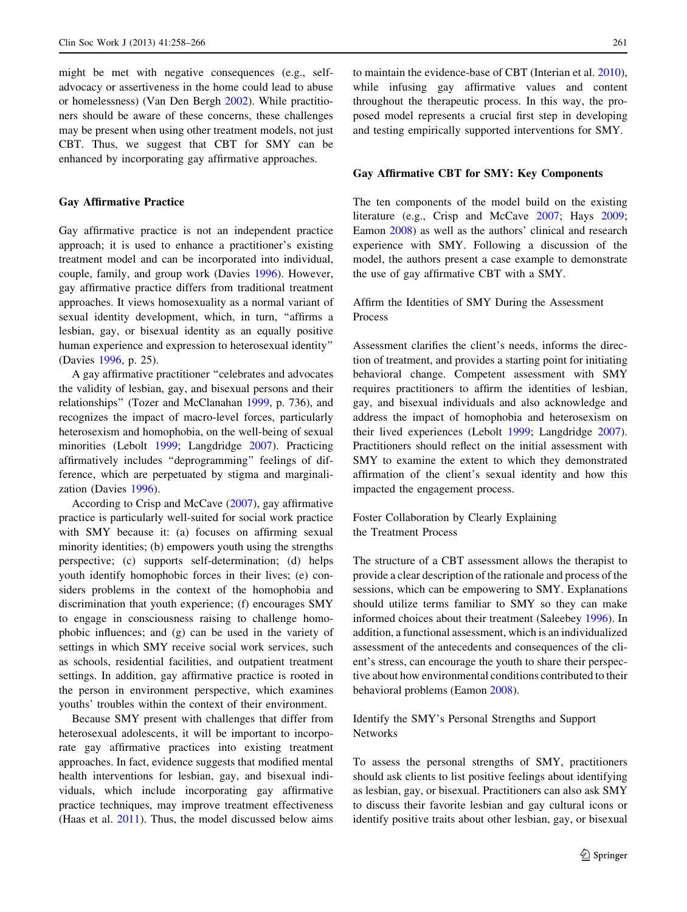might be met with negative consequences (e.g., self-advocacy or assertiveness in the home could lead to abuse or homelessness) (Van Den Bergh 2002). While practitioners should be aware of these concerns, these challenges may be present when using other treatment models, not just CBT. Thus, we suggest that CBT for SMY can be enhanced by incorporating gay affirmative approaches.

## Gay Affirmative Practice

Gay affirmative practice is not an independent practice approach; it is used to enhance a practitioner's existing treatment model and can be incorporated into individual, couple, family, and group work (Davies 1996). However, gay affirmative practice differs from traditional treatment approaches. It views homosexuality as a normal variant of sexual identity development, which, in turn, "affirms a lesbian, gay, or bisexual identity as an equally positive human experience and expression to heterosexual identity" (Davies 1996, p. 25).

A gay affirmative practitioner "celebrates and advocates the validity of lesbian, gay, and bisexual persons and their relationships" (Tozer and McClanahan 1999, p. 736), and recognizes the impact of macro-level forces, particularly heterosexism and homophobia, on the well-being of sexual minorities (Lebolt 1999; Langdridge 2007). Practicing affirmatively includes "deprogramming" feelings of difference, which are perpetuated by stigma and marginalization (Davies 1996).

According to Crisp and McCave (2007), gay affirmative practice is particularly well-suited for social work practice with SMY because it: (a) focuses on affirming sexual minority identities; (b) empowers youth using the strengths perspective; (c) supports self-determination; (d) helps youth identify homophobic forces in their lives; (e) considers problems in the context of the homophobia and discrimination that youth experience; (f) encourages SMY to engage in consciousness raising to challenge homophobic influences; and (g) can be used in the variety of settings in which SMY receive social work services, such as schools, residential facilities, and outpatient treatment settings. In addition, gay affirmative practice is rooted in the person in environment perspective, which examines youths' troubles within the context of their environment.

Because SMY present with challenges that differ from heterosexual adolescents, it will be important to incorporate gay affirmative practices into existing treatment approaches. In fact, evidence suggests that modified mental health interventions for lesbian, gay, and bisexual individuals, which include incorporating gay affirmative practice techniques, may improve treatment effectiveness (Haas et al. 2011). Thus, the model discussed below aims to maintain the evidence-base of CBT (Interian et al. 2010), while infusing gay affirmative values and content throughout the therapeutic process. In this way, the proposed model represents a crucial first step in developing and testing empirically supported interventions for SMY.

## Gay Affirmative CBT for SMY: Key Components

The ten components of the model build on the existing literature (e.g., Crisp and McCave 2007; Hays 2009; Eamon 2008) as well as the authors' clinical and research experience with SMY. Following a discussion of the model, the authors present a case example to demonstrate the use of gay affirmative CBT with a SMY.

### Affirm the Identities of SMY During the Assessment Process

Assessment clarifies the client's needs, informs the direction of treatment, and provides a starting point for initiating behavioral change. Competent assessment with SMY requires practitioners to affirm the identities of lesbian, gay, and bisexual individuals and also acknowledge and address the impact of homophobia and heterosexism on their lived experiences (Lebolt 1999; Langdridge 2007). Practitioners should reflect on the initial assessment with SMY to examine the extent to which they demonstrated affirmation of the client's sexual identity and how this impacted the engagement process.

### Foster Collaboration by Clearly Explaining the Treatment Process

The structure of a CBT assessment allows the therapist to provide a clear description of the rationale and process of the sessions, which can be empowering to SMY. Explanations should utilize terms familiar to SMY so they can make informed choices about their treatment (Saleebey 1996). In addition, a functional assessment, which is an individualized assessment of the antecedents and consequences of the client's stress, can encourage the youth to share their perspective about how environmental conditions contributed to their behavioral problems (Eamon 2008).

### Identify the SMY's Personal Strengths and Support Networks

To assess the personal strengths of SMY, practitioners should ask clients to list positive feelings about identifying as lesbian, gay, or bisexual. Practitioners can also ask SMY to discuss their favorite lesbian and gay cultural icons or identify positive traits about other lesbian, gay, or bisexual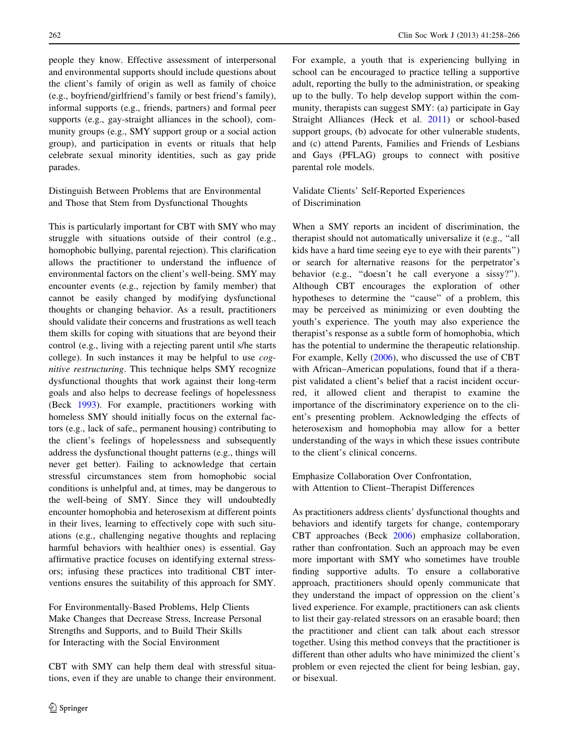people they know. Effective assessment of interpersonal and environmental supports should include questions about the client's family of origin as well as family of choice (e.g., boyfriend/girlfriend's family or best friend's family), informal supports (e.g., friends, partners) and formal peer supports (e.g., gay-straight alliances in the school), community groups (e.g., SMY support group or a social action group), and participation in events or rituals that help celebrate sexual minority identities, such as gay pride parades.

### Distinguish Between Problems that are Environmental and Those that Stem from Dysfunctional Thoughts

This is particularly important for CBT with SMY who may struggle with situations outside of their control (e.g., homophobic bullying, parental rejection). This clarification allows the practitioner to understand the influence of environmental factors on the client's well-being. SMY may encounter events (e.g., rejection by family member) that cannot be easily changed by modifying dysfunctional thoughts or changing behavior. As a result, practitioners should validate their concerns and frustrations as well teach them skills for coping with situations that are beyond their control (e.g., living with a rejecting parent until s/he starts college). In such instances it may be helpful to use *cognitive restructuring*. This technique helps SMY recognize dysfunctional thoughts that work against their long-term goals and also helps to decrease feelings of hopelessness (Beck 1993). For example, practitioners working with homeless SMY should initially focus on the external factors (e.g., lack of safe,, permanent housing) contributing to the client's feelings of hopelessness and subsequently address the dysfunctional thought patterns (e.g., things will never get better). Failing to acknowledge that certain stressful circumstances stem from homophobic social conditions is unhelpful and, at times, may be dangerous to the well-being of SMY. Since they will undoubtedly encounter homophobia and heterosexism at different points in their lives, learning to effectively cope with such situations (e.g., challenging negative thoughts and replacing harmful behaviors with healthier ones) is essential. Gay affirmative practice focuses on identifying external stressors; infusing these practices into traditional CBT interventions ensures the suitability of this approach for SMY.

### For Environmentally-Based Problems, Help Clients Make Changes that Decrease Stress, Increase Personal Strengths and Supports, and to Build Their Skills for Interacting with the Social Environment

CBT with SMY can help them deal with stressful situations, even if they are unable to change their environment. For example, a youth that is experiencing bullying in school can be encouraged to practice telling a supportive adult, reporting the bully to the administration, or speaking up to the bully. To help develop support within the community, therapists can suggest SMY: (a) participate in Gay Straight Alliances (Heck et al. 2011) or school-based support groups, (b) advocate for other vulnerable students, and (c) attend Parents, Families and Friends of Lesbians and Gays (PFLAG) groups to connect with positive parental role models.

### Validate Clients' Self-Reported Experiences of Discrimination

When a SMY reports an incident of discrimination, the therapist should not automatically universalize it (e.g., "all kids have a hard time seeing eye to eye with their parents") or search for alternative reasons for the perpetrator's behavior (e.g., "doesn't he call everyone a sissy?"). Although CBT encourages the exploration of other hypotheses to determine the "cause" of a problem, this may be perceived as minimizing or even doubting the youth's experience. The youth may also experience the therapist's response as a subtle form of homophobia, which has the potential to undermine the therapeutic relationship. For example, Kelly (2006), who discussed the use of CBT with African–American populations, found that if a therapist validated a client's belief that a racist incident occurred, it allowed client and therapist to examine the importance of the discriminatory experience on to the client's presenting problem. Acknowledging the effects of heterosexism and homophobia may allow for a better understanding of the ways in which these issues contribute to the client's clinical concerns.

### Emphasize Collaboration Over Confrontation, with Attention to Client–Therapist Differences

As practitioners address clients' dysfunctional thoughts and behaviors and identify targets for change, contemporary CBT approaches (Beck 2006) emphasize collaboration, rather than confrontation. Such an approach may be even more important with SMY who sometimes have trouble finding supportive adults. To ensure a collaborative approach, practitioners should openly communicate that they understand the impact of oppression on the client's lived experience. For example, practitioners can ask clients to list their gay-related stressors on an erasable board; then the practitioner and client can talk about each stressor together. Using this method conveys that the practitioner is different than other adults who have minimized the client's problem or even rejected the client for being lesbian, gay, or bisexual.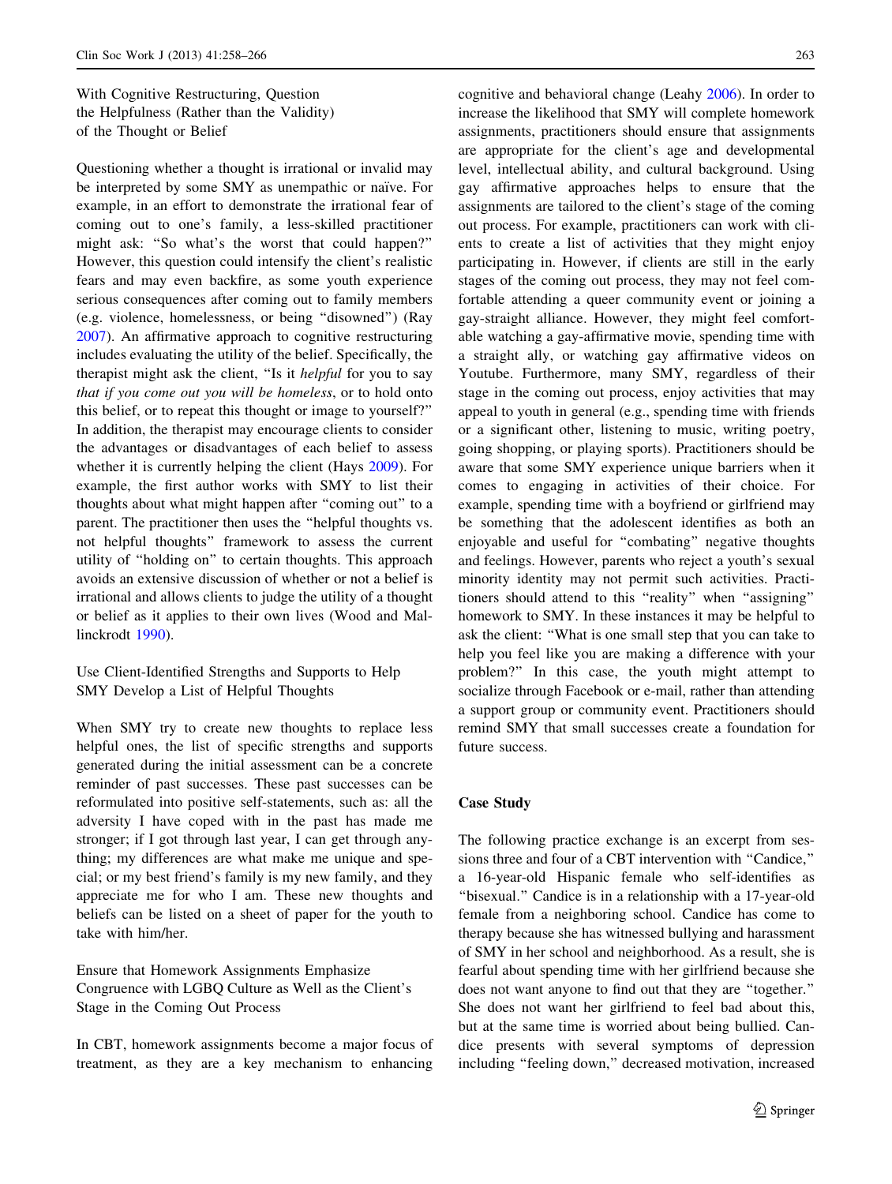### With Cognitive Restructuring, Question the Helpfulness (Rather than the Validity) of the Thought or Belief

Questioning whether a thought is irrational or invalid may be interpreted by some SMY as unempathic or naïve. For example, in an effort to demonstrate the irrational fear of coming out to one's family, a less-skilled practitioner might ask: "So what's the worst that could happen?" However, this question could intensify the client's realistic fears and may even backfire, as some youth experience serious consequences after coming out to family members (e.g. violence, homelessness, or being "disowned") (Ray 2007). An affirmative approach to cognitive restructuring includes evaluating the utility of the belief. Specifically, the therapist might ask the client, "Is it *helpful* for you to say *that if you come out you will be homeless*, or to hold onto this belief, or to repeat this thought or image to yourself?" In addition, the therapist may encourage clients to consider the advantages or disadvantages of each belief to assess whether it is currently helping the client (Hays 2009). For example, the first author works with SMY to list their thoughts about what might happen after "coming out" to a parent. The practitioner then uses the "helpful thoughts vs. not helpful thoughts" framework to assess the current utility of "holding on" to certain thoughts. This approach avoids an extensive discussion of whether or not a belief is irrational and allows clients to judge the utility of a thought or belief as it applies to their own lives (Wood and Mallinckrodt 1990).

### Use Client-Identified Strengths and Supports to Help SMY Develop a List of Helpful Thoughts

When SMY try to create new thoughts to replace less helpful ones, the list of specific strengths and supports generated during the initial assessment can be a concrete reminder of past successes. These past successes can be reformulated into positive self-statements, such as: all the adversity I have coped with in the past has made me stronger; if I got through last year, I can get through anything; my differences are what make me unique and special; or my best friend's family is my new family, and they appreciate me for who I am. These new thoughts and beliefs can be listed on a sheet of paper for the youth to take with him/her.

### Ensure that Homework Assignments Emphasize Congruence with LGBQ Culture as Well as the Client's Stage in the Coming Out Process

In CBT, homework assignments become a major focus of treatment, as they are a key mechanism to enhancing cognitive and behavioral change (Leahy 2006). In order to increase the likelihood that SMY will complete homework assignments, practitioners should ensure that assignments are appropriate for the client's age and developmental level, intellectual ability, and cultural background. Using gay affirmative approaches helps to ensure that the assignments are tailored to the client's stage of the coming out process. For example, practitioners can work with clients to create a list of activities that they might enjoy participating in. However, if clients are still in the early stages of the coming out process, they may not feel comfortable attending a queer community event or joining a gay-straight alliance. However, they might feel comfortable watching a gay-affirmative movie, spending time with a straight ally, or watching gay affirmative videos on Youtube. Furthermore, many SMY, regardless of their stage in the coming out process, enjoy activities that may appeal to youth in general (e.g., spending time with friends or a significant other, listening to music, writing poetry, going shopping, or playing sports). Practitioners should be aware that some SMY experience unique barriers when it comes to engaging in activities of their choice. For example, spending time with a boyfriend or girlfriend may be something that the adolescent identifies as both an enjoyable and useful for "combating" negative thoughts and feelings. However, parents who reject a youth's sexual minority identity may not permit such activities. Practitioners should attend to this "reality" when "assigning" homework to SMY. In these instances it may be helpful to ask the client: "What is one small step that you can take to help you feel like you are making a difference with your problem?" In this case, the youth might attempt to socialize through Facebook or e-mail, rather than attending a support group or community event. Practitioners should remind SMY that small successes create a foundation for future success.

## Case Study

The following practice exchange is an excerpt from sessions three and four of a CBT intervention with "Candice," a 16-year-old Hispanic female who self-identifies as "bisexual." Candice is in a relationship with a 17-year-old female from a neighboring school. Candice has come to therapy because she has witnessed bullying and harassment of SMY in her school and neighborhood. As a result, she is fearful about spending time with her girlfriend because she does not want anyone to find out that they are "together." She does not want her girlfriend to feel bad about this, but at the same time is worried about being bullied. Candice presents with several symptoms of depression including "feeling down," decreased motivation, increased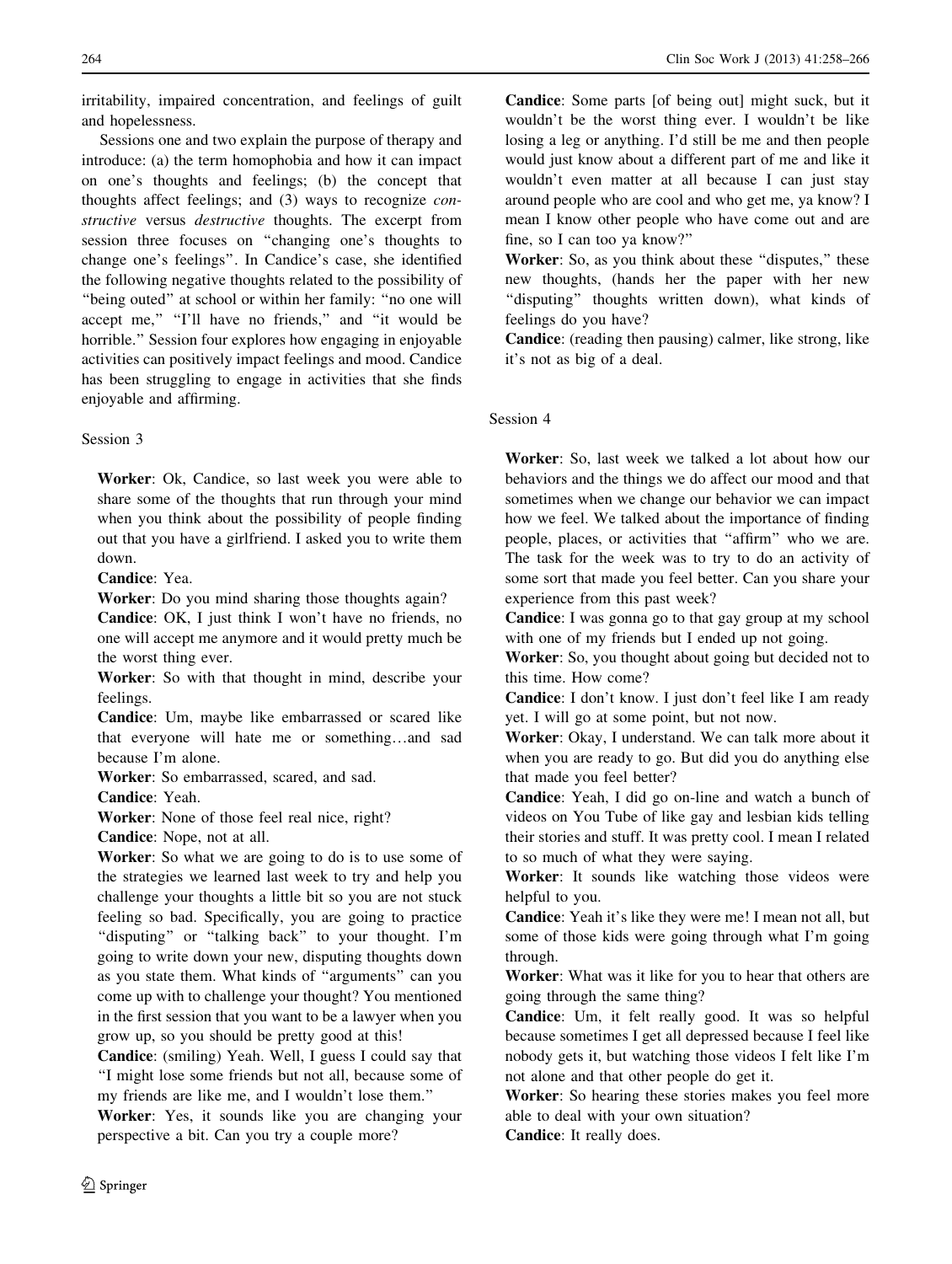irritability, impaired concentration, and feelings of guilt and hopelessness.

Sessions one and two explain the purpose of therapy and introduce: (a) the term homophobia and how it can impact on one's thoughts and feelings; (b) the concept that thoughts affect feelings; and (3) ways to recognize *constructive* versus *destructive* thoughts. The excerpt from session three focuses on "changing one's thoughts to change one's feelings". In Candice's case, she identified the following negative thoughts related to the possibility of "being outed" at school or within her family: "no one will accept me," "I'll have no friends," and "it would be horrible." Session four explores how engaging in enjoyable activities can positively impact feelings and mood. Candice has been struggling to engage in activities that she finds enjoyable and affirming.

### Session 3

**Worker**: Ok, Candice, so last week you were able to share some of the thoughts that run through your mind when you think about the possibility of people finding out that you have a girlfriend. I asked you to write them down.

**Candice**: Yea.

**Worker**: Do you mind sharing those thoughts again?

**Candice**: OK, I just think I won't have no friends, no one will accept me anymore and it would pretty much be the worst thing ever.

**Worker**: So with that thought in mind, describe your feelings.

**Candice**: Um, maybe like embarrassed or scared like that everyone will hate me or something…and sad because I'm alone.

**Worker**: So embarrassed, scared, and sad.

**Candice**: Yeah.

**Worker**: None of those feel real nice, right?

**Candice**: Nope, not at all.

**Worker**: So what we are going to do is to use some of the strategies we learned last week to try and help you challenge your thoughts a little bit so you are not stuck feeling so bad. Specifically, you are going to practice "disputing" or "talking back" to your thought. I'm going to write down your new, disputing thoughts down as you state them. What kinds of "arguments" can you come up with to challenge your thought? You mentioned in the first session that you want to be a lawyer when you grow up, so you should be pretty good at this!

**Candice**: (smiling) Yeah. Well, I guess I could say that "I might lose some friends but not all, because some of my friends are like me, and I wouldn't lose them."

**Worker**: Yes, it sounds like you are changing your perspective a bit. Can you try a couple more?

**Candice**: Some parts [of being out] might suck, but it wouldn't be the worst thing ever. I wouldn't be like losing a leg or anything. I'd still be me and then people would just know about a different part of me and like it wouldn't even matter at all because I can just stay around people who are cool and who get me, ya know? I mean I know other people who have come out and are fine, so I can too ya know?"

**Worker**: So, as you think about these "disputes," these new thoughts, (hands her the paper with her new "disputing" thoughts written down), what kinds of feelings do you have?

**Candice**: (reading then pausing) calmer, like strong, like it's not as big of a deal.

### Session 4

**Worker**: So, last week we talked a lot about how our behaviors and the things we do affect our mood and that sometimes when we change our behavior we can impact how we feel. We talked about the importance of finding people, places, or activities that "affirm" who we are. The task for the week was to try to do an activity of some sort that made you feel better. Can you share your experience from this past week?

**Candice**: I was gonna go to that gay group at my school with one of my friends but I ended up not going.

**Worker**: So, you thought about going but decided not to this time. How come?

**Candice**: I don't know. I just don't feel like I am ready yet. I will go at some point, but not now.

**Worker**: Okay, I understand. We can talk more about it when you are ready to go. But did you do anything else that made you feel better?

**Candice**: Yeah, I did go on-line and watch a bunch of videos on You Tube of like gay and lesbian kids telling their stories and stuff. It was pretty cool. I mean I related to so much of what they were saying.

**Worker**: It sounds like watching those videos were helpful to you.

**Candice**: Yeah it's like they were me! I mean not all, but some of those kids were going through what I'm going through.

**Worker**: What was it like for you to hear that others are going through the same thing?

**Candice**: Um, it felt really good. It was so helpful because sometimes I get all depressed because I feel like nobody gets it, but watching those videos I felt like I'm not alone and that other people do get it.

**Worker**: So hearing these stories makes you feel more able to deal with your own situation?

**Candice**: It really does.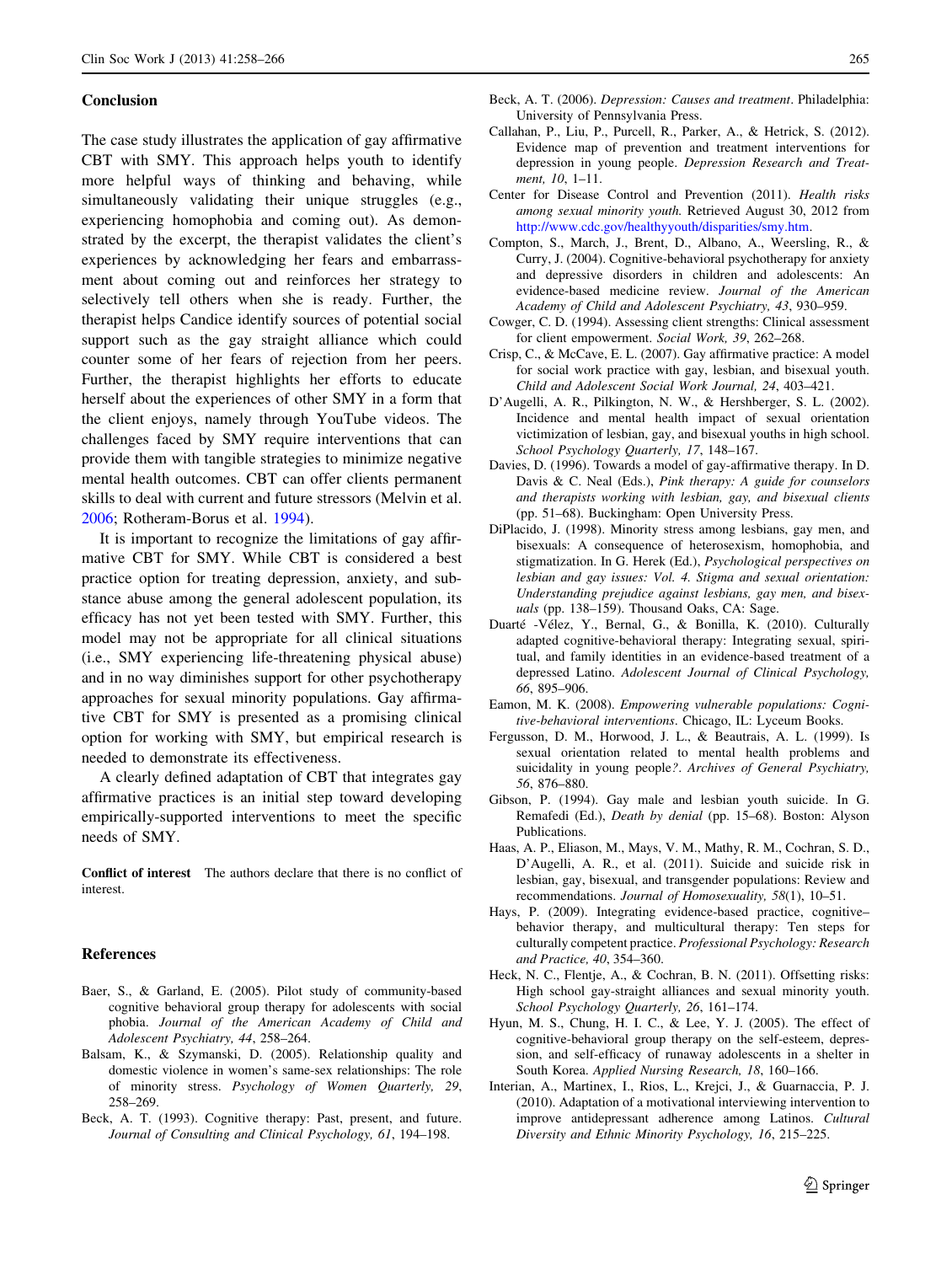## Conclusion

The case study illustrates the application of gay affirmative CBT with SMY. This approach helps youth to identify more helpful ways of thinking and behaving, while simultaneously validating their unique struggles (e.g., experiencing homophobia and coming out). As demonstrated by the excerpt, the therapist validates the client's experiences by acknowledging her fears and embarrassment about coming out and reinforces her strategy to selectively tell others when she is ready. Further, the therapist helps Candice identify sources of potential social support such as the gay straight alliance which could counter some of her fears of rejection from her peers. Further, the therapist highlights her efforts to educate herself about the experiences of other SMY in a form that the client enjoys, namely through YouTube videos. The challenges faced by SMY require interventions that can provide them with tangible strategies to minimize negative mental health outcomes. CBT can offer clients permanent skills to deal with current and future stressors (Melvin et al. 2006; Rotheram-Borus et al. 1994).

It is important to recognize the limitations of gay affirmative CBT for SMY. While CBT is considered a best practice option for treating depression, anxiety, and substance abuse among the general adolescent population, its efficacy has not yet been tested with SMY. Further, this model may not be appropriate for all clinical situations (i.e., SMY experiencing life-threatening physical abuse) and in no way diminishes support for other psychotherapy approaches for sexual minority populations. Gay affirmative CBT for SMY is presented as a promising clinical option for working with SMY, but empirical research is needed to demonstrate its effectiveness.

A clearly defined adaptation of CBT that integrates gay affirmative practices is an initial step toward developing empirically-supported interventions to meet the specific needs of SMY.

**Conflict of interest** The authors declare that there is no conflict of interest.

## References

Baer, S., & Garland, E. (2005). Pilot study of community-based cognitive behavioral group therapy for adolescents with social phobia. *Journal of the American Academy of Child and Adolescent Psychiatry, 44*, 258–264.

Balsam, K., & Szymanski, D. (2005). Relationship quality and domestic violence in women's same-sex relationships: The role of minority stress. *Psychology of Women Quarterly, 29*, 258–269.

Beck, A. T. (1993). Cognitive therapy: Past, present, and future. *Journal of Consulting and Clinical Psychology, 61*, 194–198.

Beck, A. T. (2006). *Depression: Causes and treatment*. Philadelphia: University of Pennsylvania Press.

Callahan, P., Liu, P., Purcell, R., Parker, A., & Hetrick, S. (2012). Evidence map of prevention and treatment interventions for depression in young people. *Depression Research and Treatment, 10*, 1–11.

Center for Disease Control and Prevention (2011). *Health risks among sexual minority youth.* Retrieved August 30, 2012 from http://www.cdc.gov/healthyyouth/disparities/smy.htm.

Compton, S., March, J., Brent, D., Albano, A., Weersling, R., & Curry, J. (2004). Cognitive-behavioral psychotherapy for anxiety and depressive disorders in children and adolescents: An evidence-based medicine review. *Journal of the American Academy of Child and Adolescent Psychiatry, 43*, 930–959.

Cowger, C. D. (1994). Assessing client strengths: Clinical assessment for client empowerment. *Social Work, 39*, 262–268.

Crisp, C., & McCave, E. L. (2007). Gay affirmative practice: A model for social work practice with gay, lesbian, and bisexual youth. *Child and Adolescent Social Work Journal, 24*, 403–421.

D'Augelli, A. R., Pilkington, N. W., & Hershberger, S. L. (2002). Incidence and mental health impact of sexual orientation victimization of lesbian, gay, and bisexual youths in high school. *School Psychology Quarterly, 17*, 148–167.

Davies, D. (1996). Towards a model of gay-affirmative therapy. In D. Davis & C. Neal (Eds.), *Pink therapy: A guide for counselors and therapists working with lesbian, gay, and bisexual clients* (pp. 51–68). Buckingham: Open University Press.

DiPlacido, J. (1998). Minority stress among lesbians, gay men, and bisexuals: A consequence of heterosexism, homophobia, and stigmatization. In G. Herek (Ed.), *Psychological perspectives on lesbian and gay issues: Vol. 4. Stigma and sexual orientation: Understanding prejudice against lesbians, gay men, and bisexuals* (pp. 138–159). Thousand Oaks, CA: Sage.

Duarté -Vélez, Y., Bernal, G., & Bonilla, K. (2010). Culturally adapted cognitive-behavioral therapy: Integrating sexual, spiritual, and family identities in an evidence-based treatment of a depressed Latino. *Adolescent Journal of Clinical Psychology, 66*, 895–906.

Eamon, M. K. (2008). *Empowering vulnerable populations: Cognitive-behavioral interventions*. Chicago, IL: Lyceum Books.

Fergusson, D. M., Horwood, J. L., & Beautrais, A. L. (1999). Is sexual orientation related to mental health problems and suicidality in young people*?*. *Archives of General Psychiatry, 56*, 876–880.

Gibson, P. (1994). Gay male and lesbian youth suicide. In G. Remafedi (Ed.), *Death by denial* (pp. 15–68). Boston: Alyson Publications.

Haas, A. P., Eliason, M., Mays, V. M., Mathy, R. M., Cochran, S. D., D'Augelli, A. R., et al. (2011). Suicide and suicide risk in lesbian, gay, bisexual, and transgender populations: Review and recommendations. *Journal of Homosexuality, 58*(1), 10–51.

Hays, P. (2009). Integrating evidence-based practice, cognitive–behavior therapy, and multicultural therapy: Ten steps for culturally competent practice. *Professional Psychology: Research and Practice, 40*, 354–360.

Heck, N. C., Flentje, A., & Cochran, B. N. (2011). Offsetting risks: High school gay-straight alliances and sexual minority youth. *School Psychology Quarterly, 26*, 161–174.

Hyun, M. S., Chung, H. I. C., & Lee, Y. J. (2005). The effect of cognitive-behavioral group therapy on the self-esteem, depression, and self-efficacy of runaway adolescents in a shelter in South Korea. *Applied Nursing Research, 18*, 160–166.

Interian, A., Martinex, I., Rios, L., Krejci, J., & Guarnaccia, P. J. (2010). Adaptation of a motivational interviewing intervention to improve antidepressant adherence among Latinos. *Cultural Diversity and Ethnic Minority Psychology, 16*, 215–225.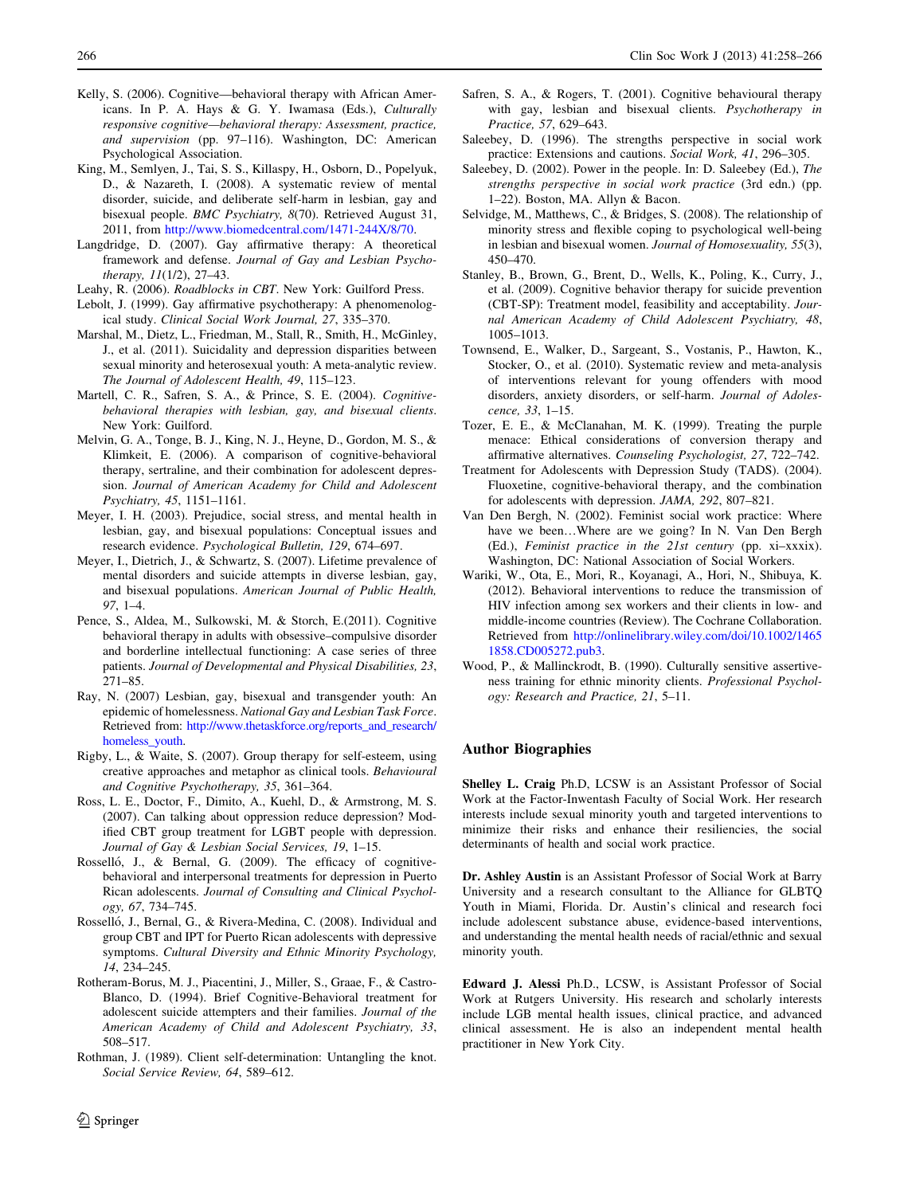Kelly, S. (2006). Cognitive—behavioral therapy with African Americans. In P. A. Hays & G. Y. Iwamasa (Eds.), *Culturally responsive cognitive—behavioral therapy: Assessment, practice, and supervision* (pp. 97–116). Washington, DC: American Psychological Association.

King, M., Semlyen, J., Tai, S. S., Killaspy, H., Osborn, D., Popelyuk, D., & Nazareth, I. (2008). A systematic review of mental disorder, suicide, and deliberate self-harm in lesbian, gay and bisexual people. *BMC Psychiatry, 8*(70). Retrieved August 31, 2011, from http://www.biomedcentral.com/1471-244X/8/70.

Langdridge, D. (2007). Gay affirmative therapy: A theoretical framework and defense. *Journal of Gay and Lesbian Psychotherapy, 11*(1/2), 27–43.

Leahy, R. (2006). *Roadblocks in CBT*. New York: Guilford Press.

Lebolt, J. (1999). Gay affirmative psychotherapy: A phenomenological study. *Clinical Social Work Journal, 27*, 335–370.

Marshal, M., Dietz, L., Friedman, M., Stall, R., Smith, H., McGinley, J., et al. (2011). Suicidality and depression disparities between sexual minority and heterosexual youth: A meta-analytic review. *The Journal of Adolescent Health, 49*, 115–123.

Martell, C. R., Safren, S. A., & Prince, S. E. (2004). *Cognitive-behavioral therapies with lesbian, gay, and bisexual clients*. New York: Guilford.

Melvin, G. A., Tonge, B. J., King, N. J., Heyne, D., Gordon, M. S., & Klimkeit, E. (2006). A comparison of cognitive-behavioral therapy, sertraline, and their combination for adolescent depression. *Journal of American Academy for Child and Adolescent Psychiatry, 45*, 1151–1161.

Meyer, I. H. (2003). Prejudice, social stress, and mental health in lesbian, gay, and bisexual populations: Conceptual issues and research evidence. *Psychological Bulletin, 129*, 674–697.

Meyer, I., Dietrich, J., & Schwartz, S. (2007). Lifetime prevalence of mental disorders and suicide attempts in diverse lesbian, gay, and bisexual populations. *American Journal of Public Health, 97*, 1–4.

Pence, S., Aldea, M., Sulkowski, M. & Storch, E.(2011). Cognitive behavioral therapy in adults with obsessive–compulsive disorder and borderline intellectual functioning: A case series of three patients. *Journal of Developmental and Physical Disabilities, 23*, 271–85.

Ray, N. (2007) Lesbian, gay, bisexual and transgender youth: An epidemic of homelessness. *National Gay and Lesbian Task Force*. Retrieved from: http://www.thetaskforce.org/reports_and_research/homeless_youth.

Rigby, L., & Waite, S. (2007). Group therapy for self-esteem, using creative approaches and metaphor as clinical tools. *Behavioural and Cognitive Psychotherapy, 35*, 361–364.

Ross, L. E., Doctor, F., Dimito, A., Kuehl, D., & Armstrong, M. S. (2007). Can talking about oppression reduce depression? Modified CBT group treatment for LGBT people with depression. *Journal of Gay & Lesbian Social Services, 19*, 1–15.

Rosselló, J., & Bernal, G. (2009). The efficacy of cognitive-behavioral and interpersonal treatments for depression in Puerto Rican adolescents. *Journal of Consulting and Clinical Psychology, 67*, 734–745.

Rosselló, J., Bernal, G., & Rivera-Medina, C. (2008). Individual and group CBT and IPT for Puerto Rican adolescents with depressive symptoms. *Cultural Diversity and Ethnic Minority Psychology, 14*, 234–245.

Rotheram-Borus, M. J., Piacentini, J., Miller, S., Graae, F., & Castro-Blanco, D. (1994). Brief Cognitive-Behavioral treatment for adolescent suicide attempters and their families. *Journal of the American Academy of Child and Adolescent Psychiatry, 33*, 508–517.

Rothman, J. (1989). Client self-determination: Untangling the knot. *Social Service Review, 64*, 589–612.

Safren, S. A., & Rogers, T. (2001). Cognitive behavioural therapy with gay, lesbian and bisexual clients. *Psychotherapy in Practice, 57*, 629–643.

Saleebey, D. (1996). The strengths perspective in social work practice: Extensions and cautions. *Social Work, 41*, 296–305.

Saleebey, D. (2002). Power in the people. In: D. Saleebey (Ed.), *The strengths perspective in social work practice* (3rd edn.) (pp. 1–22). Boston, MA. Allyn & Bacon.

Selvidge, M., Matthews, C., & Bridges, S. (2008). The relationship of minority stress and flexible coping to psychological well-being in lesbian and bisexual women. *Journal of Homosexuality, 55*(3), 450–470.

Stanley, B., Brown, G., Brent, D., Wells, K., Poling, K., Curry, J., et al. (2009). Cognitive behavior therapy for suicide prevention (CBT-SP): Treatment model, feasibility and acceptability. *Journal American Academy of Child Adolescent Psychiatry, 48*, 1005–1013.

Townsend, E., Walker, D., Sargeant, S., Vostanis, P., Hawton, K., Stocker, O., et al. (2010). Systematic review and meta-analysis of interventions relevant for young offenders with mood disorders, anxiety disorders, or self-harm. *Journal of Adolescence, 33*, 1–15.

Tozer, E. E., & McClanahan, M. K. (1999). Treating the purple menace: Ethical considerations of conversion therapy and affirmative alternatives. *Counseling Psychologist, 27*, 722–742.

Treatment for Adolescents with Depression Study (TADS). (2004). Fluoxetine, cognitive-behavioral therapy, and the combination for adolescents with depression. *JAMA, 292*, 807–821.

Van Den Bergh, N. (2002). Feminist social work practice: Where have we been…Where are we going? In N. Van Den Bergh (Ed.), *Feminist practice in the 21st century* (pp. xi–xxxix). Washington, DC: National Association of Social Workers.

Wariki, W., Ota, E., Mori, R., Koyanagi, A., Hori, N., Shibuya, K. (2012). Behavioral interventions to reduce the transmission of HIV infection among sex workers and their clients in low- and middle-income countries (Review). The Cochrane Collaboration. Retrieved from http://onlinelibrary.wiley.com/doi/10.1002/14651858.CD005272.pub3.

Wood, P., & Mallinckrodt, B. (1990). Culturally sensitive assertiveness training for ethnic minority clients. *Professional Psychology: Research and Practice, 21*, 5–11.

## Author Biographies

**Shelley L. Craig** Ph.D, LCSW is an Assistant Professor of Social Work at the Factor-Inwentash Faculty of Social Work. Her research interests include sexual minority youth and targeted interventions to minimize their risks and enhance their resiliencies, the social determinants of health and social work practice.

**Dr. Ashley Austin** is an Assistant Professor of Social Work at Barry University and a research consultant to the Alliance for GLBTQ Youth in Miami, Florida. Dr. Austin's clinical and research foci include adolescent substance abuse, evidence-based interventions, and understanding the mental health needs of racial/ethnic and sexual minority youth.

**Edward J. Alessi** Ph.D., LCSW, is Assistant Professor of Social Work at Rutgers University. His research and scholarly interests include LGB mental health issues, clinical practice, and advanced clinical assessment. He is also an independent mental health practitioner in New York City.